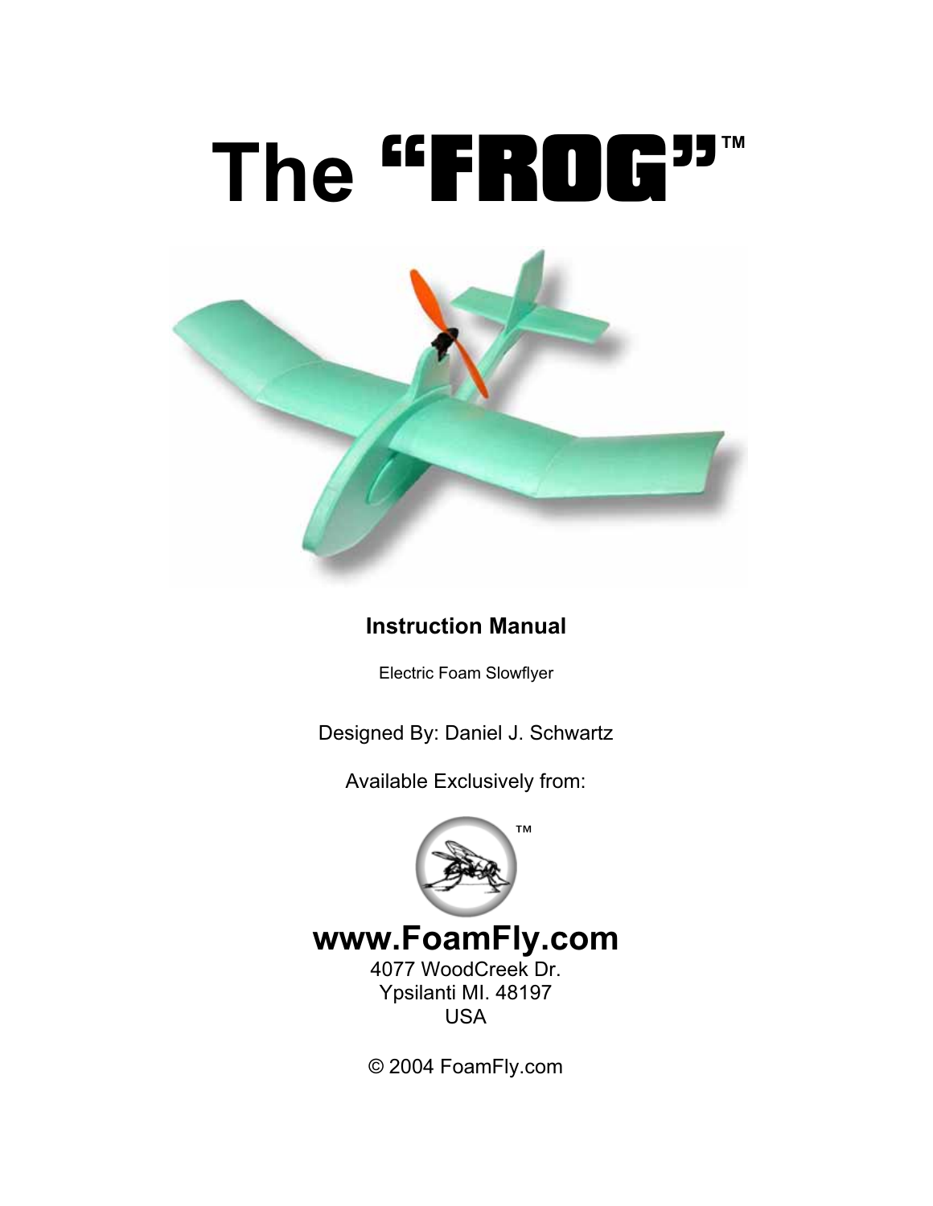# The "FROG"™

**Instruction Manual**

Electric Foam Slowflyer

Designed By: Daniel J. Schwartz

Available Exclusively from:

™

**www.FoamFly.com**

4077 WoodCreek Dr.
Ypsilanti MI. 48197
USA

© 2004 FoamFly.com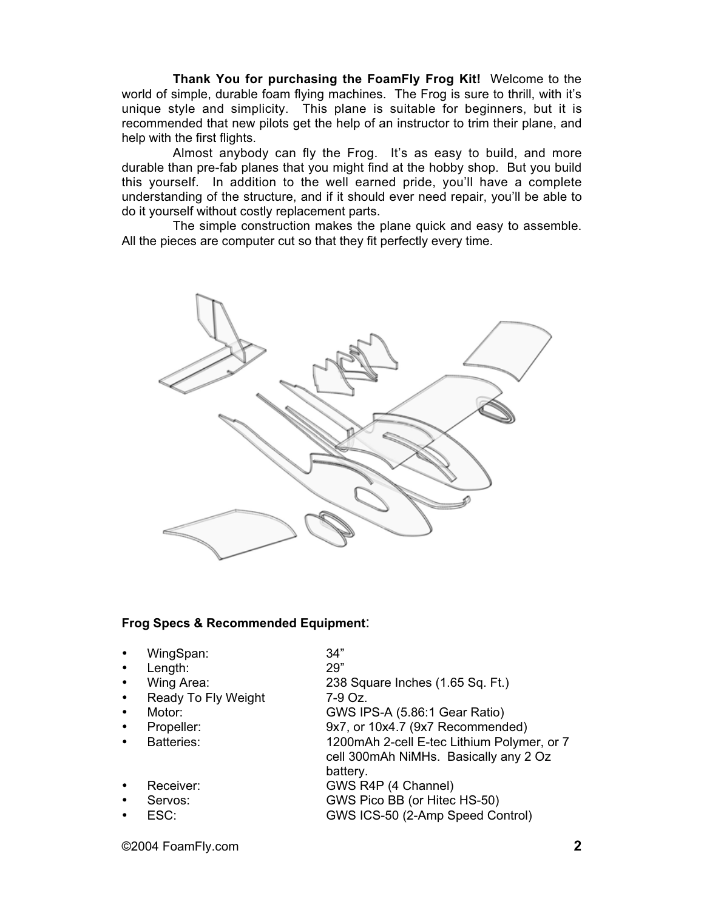**Thank You for purchasing the FoamFly Frog Kit!** Welcome to the world of simple, durable foam flying machines. The Frog is sure to thrill, with it's unique style and simplicity. This plane is suitable for beginners, but it is recommended that new pilots get the help of an instructor to trim their plane, and help with the first flights.

Almost anybody can fly the Frog. It's as easy to build, and more durable than pre-fab planes that you might find at the hobby shop. But you build this yourself. In addition to the well earned pride, you'll have a complete understanding of the structure, and if it should ever need repair, you'll be able to do it yourself without costly replacement parts.

The simple construction makes the plane quick and easy to assemble. All the pieces are computer cut so that they fit perfectly every time.

**Frog Specs & Recommended Equipment:**

- WingSpan: 34"
- Length: 29"
- Wing Area: 238 Square Inches (1.65 Sq. Ft.)
- Ready To Fly Weight 7-9 Oz.
- Motor: GWS IPS-A (5.86:1 Gear Ratio)
- Propeller: 9x7, or 10x4.7 (9x7 Recommended)
- Batteries: 1200mAh 2-cell E-tec Lithium Polymer, or 7 cell 300mAh NiMHs. Basically any 2 Oz battery.
- Receiver: GWS R4P (4 Channel)
- Servos: GWS Pico BB (or Hitec HS-50)
- ESC: GWS ICS-50 (2-Amp Speed Control)

©2004 FoamFly.com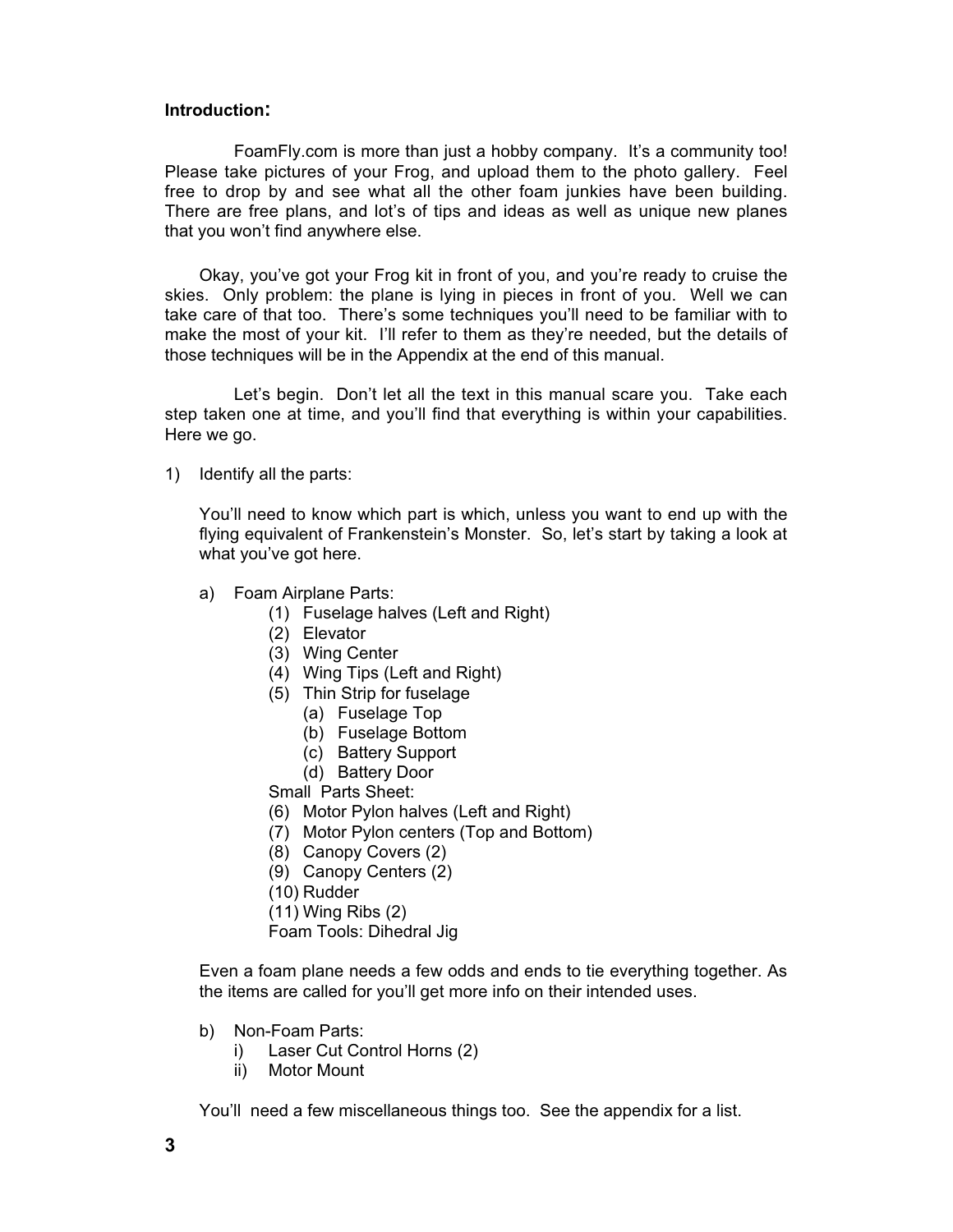**Introduction:**

FoamFly.com is more than just a hobby company. It's a community too! Please take pictures of your Frog, and upload them to the photo gallery. Feel free to drop by and see what all the other foam junkies have been building. There are free plans, and lot's of tips and ideas as well as unique new planes that you won't find anywhere else.

Okay, you've got your Frog kit in front of you, and you're ready to cruise the skies. Only problem: the plane is lying in pieces in front of you. Well we can take care of that too. There's some techniques you'll need to be familiar with to make the most of your kit. I'll refer to them as they're needed, but the details of those techniques will be in the Appendix at the end of this manual.

Let's begin. Don't let all the text in this manual scare you. Take each step taken one at time, and you'll find that everything is within your capabilities. Here we go.

1) Identify all the parts:

   You'll need to know which part is which, unless you want to end up with the flying equivalent of Frankenstein's Monster. So, let's start by taking a look at what you've got here.

   a) Foam Airplane Parts:
      (1) Fuselage halves (Left and Right)
      (2) Elevator
      (3) Wing Center
      (4) Wing Tips (Left and Right)
      (5) Thin Strip for fuselage
         (a) Fuselage Top
         (b) Fuselage Bottom
         (c) Battery Support
         (d) Battery Door

      Small Parts Sheet:
      (6) Motor Pylon halves (Left and Right)
      (7) Motor Pylon centers (Top and Bottom)
      (8) Canopy Covers (2)
      (9) Canopy Centers (2)
      (10) Rudder
      (11) Wing Ribs (2)

      Foam Tools: Dihedral Jig

   Even a foam plane needs a few odds and ends to tie everything together. As the items are called for you'll get more info on their intended uses.

   b) Non-Foam Parts:
      i) Laser Cut Control Horns (2)
      ii) Motor Mount

   You'll need a few miscellaneous things too. See the appendix for a list.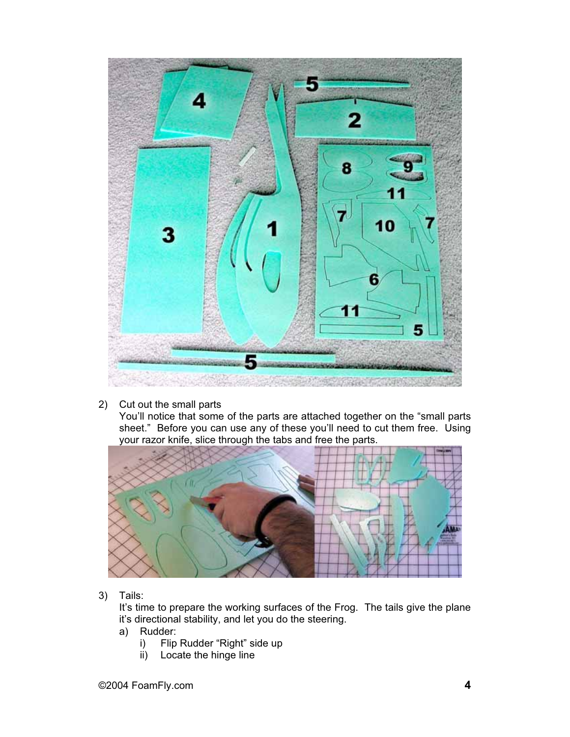2) Cut out the small parts
   You'll notice that some of the parts are attached together on the "small parts sheet." Before you can use any of these you'll need to cut them free. Using your razor knife, slice through the tabs and free the parts.

3) Tails:
   It's time to prepare the working surfaces of the Frog. The tails give the plane it's directional stability, and let you do the steering.
   a) Rudder:
      i) Flip Rudder "Right" side up
      ii) Locate the hinge line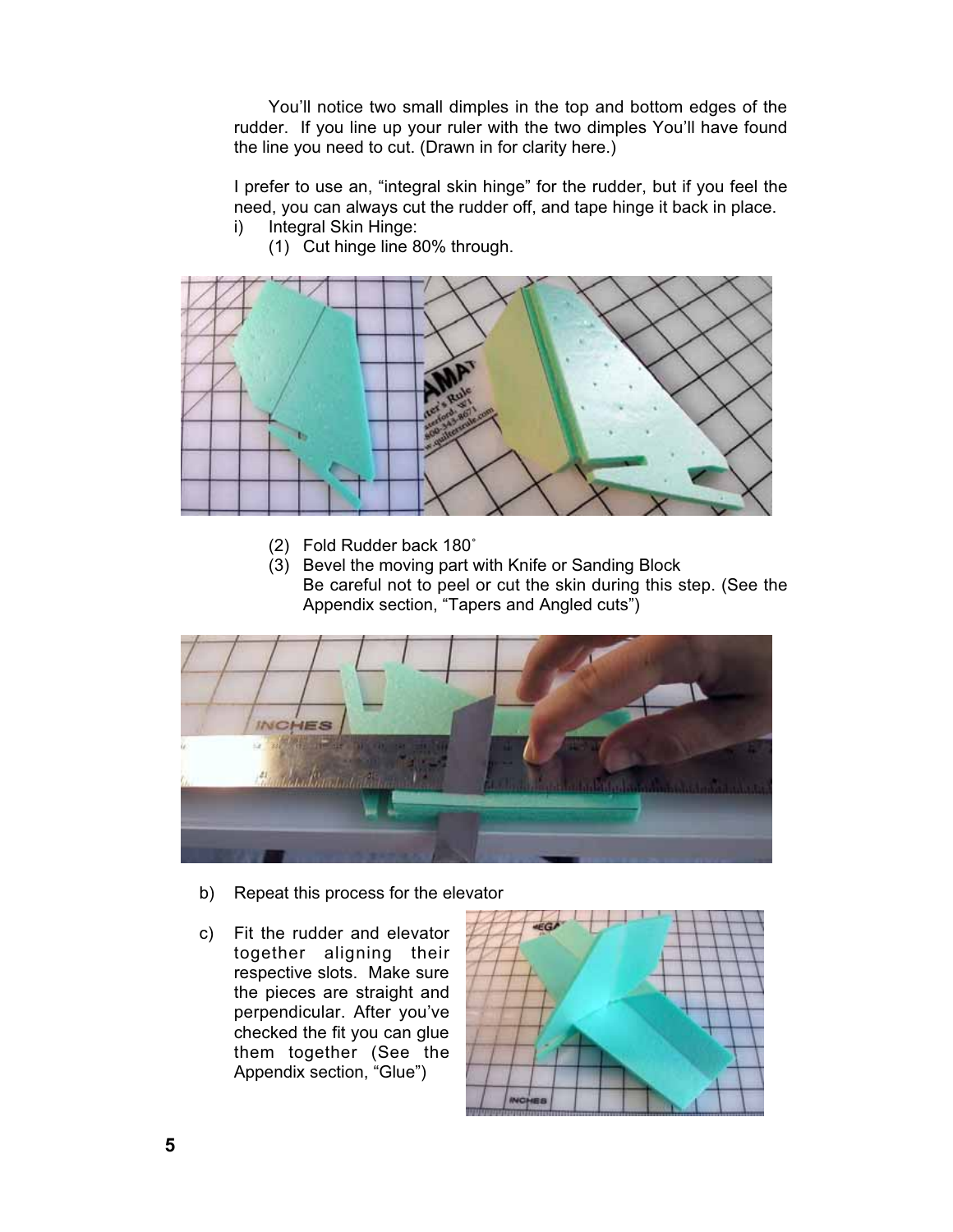You'll notice two small dimples in the top and bottom edges of the rudder. If you line up your ruler with the two dimples You'll have found the line you need to cut. (Drawn in for clarity here.)

I prefer to use an, "integral skin hinge" for the rudder, but if you feel the need, you can always cut the rudder off, and tape hinge it back in place.

i) Integral Skin Hinge:
   (1) Cut hinge line 80% through.
   (2) Fold Rudder back 180˚
   (3) Bevel the moving part with Knife or Sanding Block
   Be careful not to peel or cut the skin during this step. (See the Appendix section, "Tapers and Angled cuts")

b) Repeat this process for the elevator

c) Fit the rudder and elevator together aligning their respective slots. Make sure the pieces are straight and perpendicular. After you've checked the fit you can glue them together (See the Appendix section, "Glue")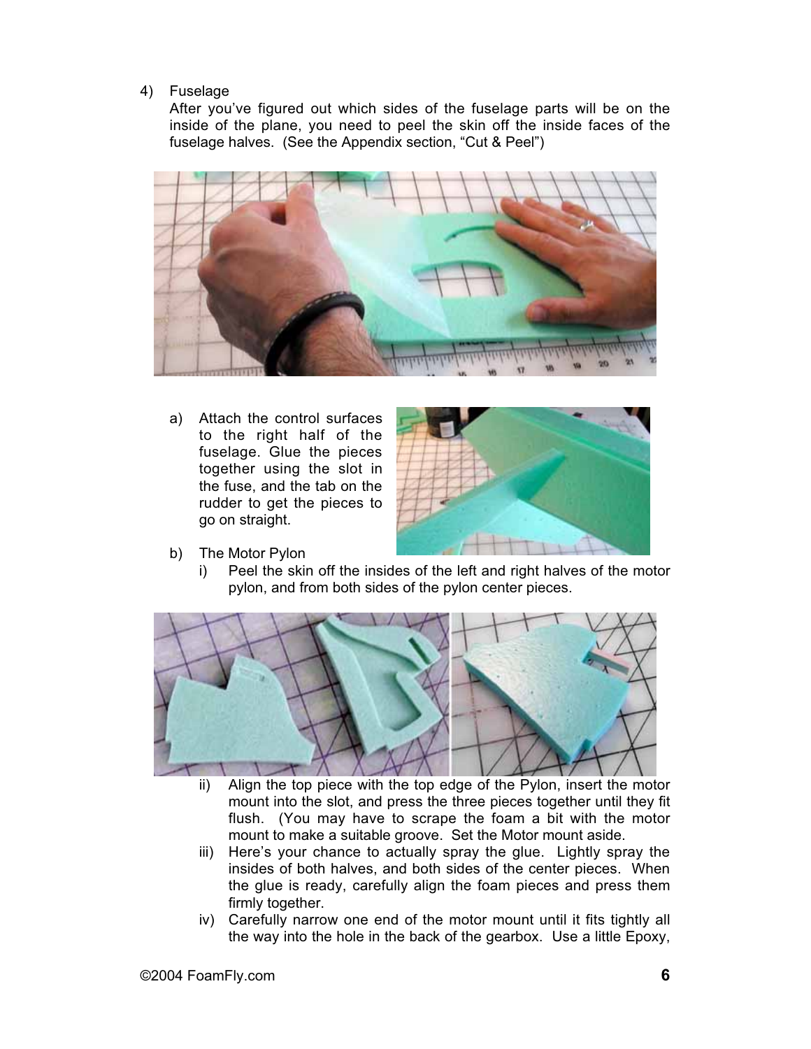4) Fuselage

After you've figured out which sides of the fuselage parts will be on the inside of the plane, you need to peel the skin off the inside faces of the fuselage halves. (See the Appendix section, "Cut & Peel")

a) Attach the control surfaces to the right half of the fuselage. Glue the pieces together using the slot in the fuse, and the tab on the rudder to get the pieces to go on straight.

b) The Motor Pylon

   i) Peel the skin off the insides of the left and right halves of the motor pylon, and from both sides of the pylon center pieces.

   ii) Align the top piece with the top edge of the Pylon, insert the motor mount into the slot, and press the three pieces together until they fit flush. (You may have to scrape the foam a bit with the motor mount to make a suitable groove. Set the Motor mount aside.

   iii) Here's your chance to actually spray the glue. Lightly spray the insides of both halves, and both sides of the center pieces. When the glue is ready, carefully align the foam pieces and press them firmly together.

   iv) Carefully narrow one end of the motor mount until it fits tightly all the way into the hole in the back of the gearbox. Use a little Epoxy,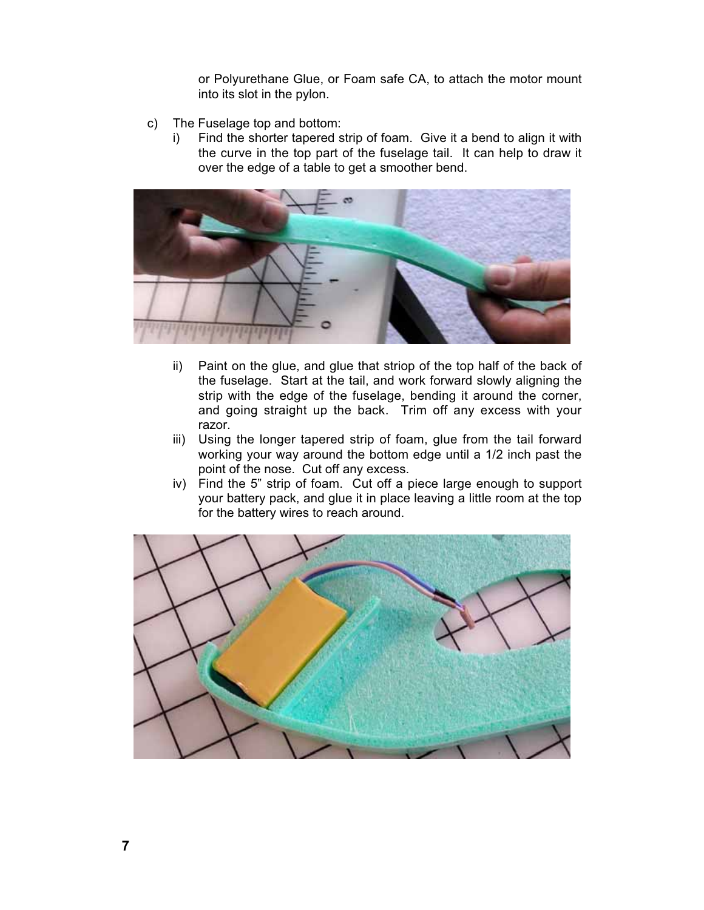or Polyurethane Glue, or Foam safe CA, to attach the motor mount into its slot in the pylon.

c) The Fuselage top and bottom:
   i) Find the shorter tapered strip of foam. Give it a bend to align it with the curve in the top part of the fuselage tail. It can help to draw it over the edge of a table to get a smoother bend.

   ii) Paint on the glue, and glue that striop of the top half of the back of the fuselage. Start at the tail, and work forward slowly aligning the strip with the edge of the fuselage, bending it around the corner, and going straight up the back. Trim off any excess with your razor.
   iii) Using the longer tapered strip of foam, glue from the tail forward working your way around the bottom edge until a 1/2 inch past the point of the nose. Cut off any excess.
   iv) Find the 5" strip of foam. Cut off a piece large enough to support your battery pack, and glue it in place leaving a little room at the top for the battery wires to reach around.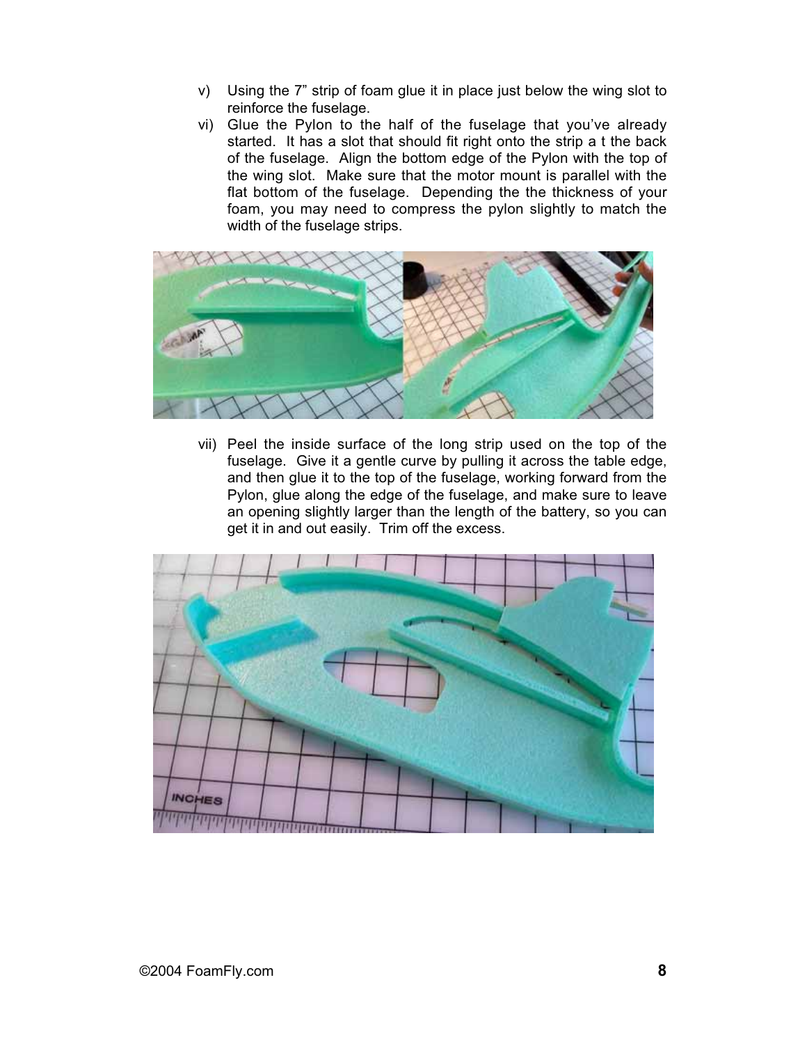v) Using the 7” strip of foam glue it in place just below the wing slot to reinforce the fuselage.

vi) Glue the Pylon to the half of the fuselage that you’ve already started. It has a slot that should fit right onto the strip a t the back of the fuselage. Align the bottom edge of the Pylon with the top of the wing slot. Make sure that the motor mount is parallel with the flat bottom of the fuselage. Depending the the thickness of your foam, you may need to compress the pylon slightly to match the width of the fuselage strips.

vii) Peel the inside surface of the long strip used on the top of the fuselage. Give it a gentle curve by pulling it across the table edge, and then glue it to the top of the fuselage, working forward from the Pylon, glue along the edge of the fuselage, and make sure to leave an opening slightly larger than the length of the battery, so you can get it in and out easily. Trim off the excess.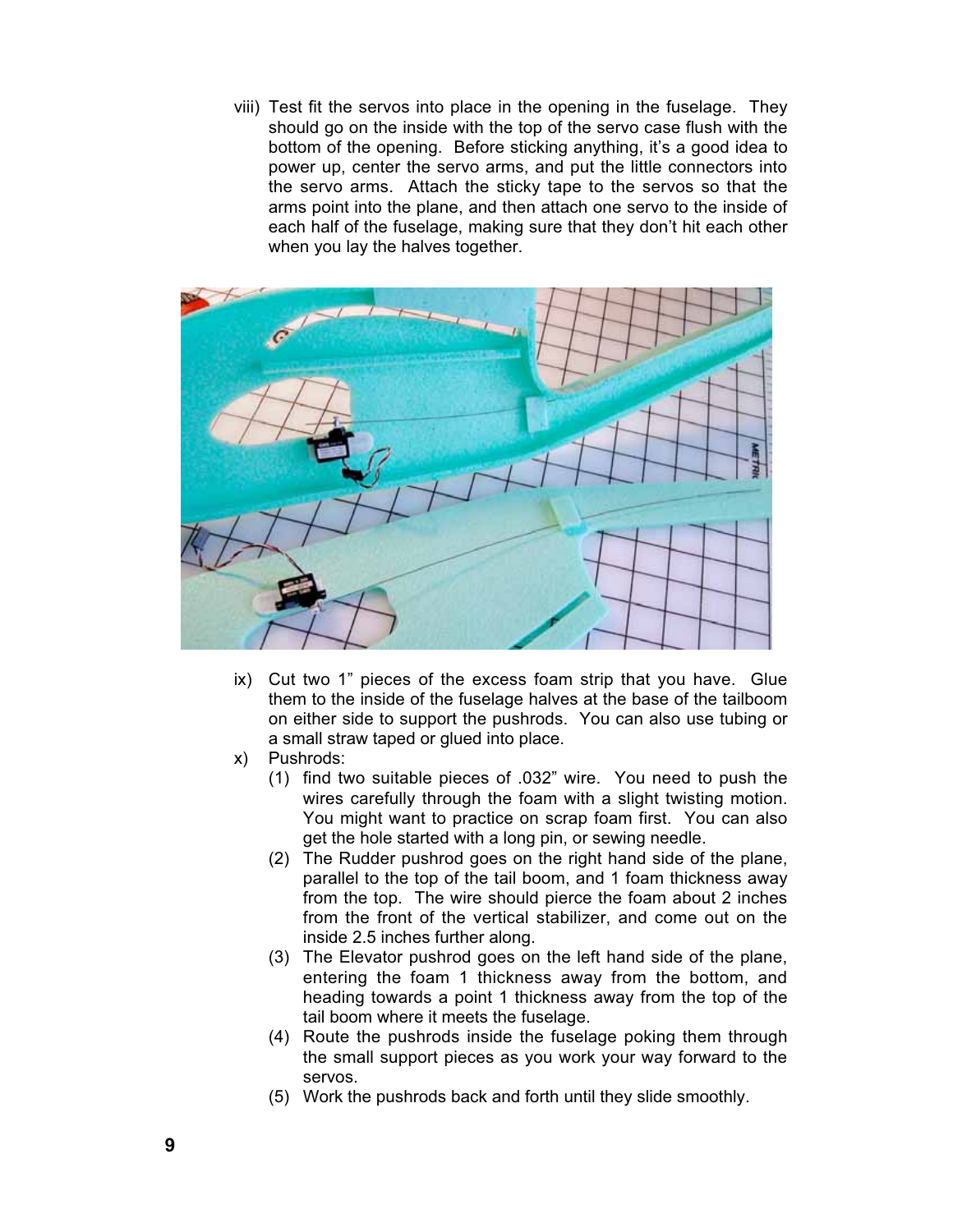viii) Test fit the servos into place in the opening in the fuselage. They should go on the inside with the top of the servo case flush with the bottom of the opening. Before sticking anything, it's a good idea to power up, center the servo arms, and put the little connectors into the servo arms. Attach the sticky tape to the servos so that the arms point into the plane, and then attach one servo to the inside of each half of the fuselage, making sure that they don't hit each other when you lay the halves together.

ix) Cut two 1" pieces of the excess foam strip that you have. Glue them to the inside of the fuselage halves at the base of the tailboom on either side to support the pushrods. You can also use tubing or a small straw taped or glued into place.

x) Pushrods:
   1. find two suitable pieces of .032" wire. You need to push the wires carefully through the foam with a slight twisting motion. You might want to practice on scrap foam first. You can also get the hole started with a long pin, or sewing needle.
   2. The Rudder pushrod goes on the right hand side of the plane, parallel to the top of the tail boom, and 1 foam thickness away from the top. The wire should pierce the foam about 2 inches from the front of the vertical stabilizer, and come out on the inside 2.5 inches further along.
   3. The Elevator pushrod goes on the left hand side of the plane, entering the foam 1 thickness away from the bottom, and heading towards a point 1 thickness away from the top of the tail boom where it meets the fuselage.
   4. Route the pushrods inside the fuselage poking them through the small support pieces as you work your way forward to the servos.
   5. Work the pushrods back and forth until they slide smoothly.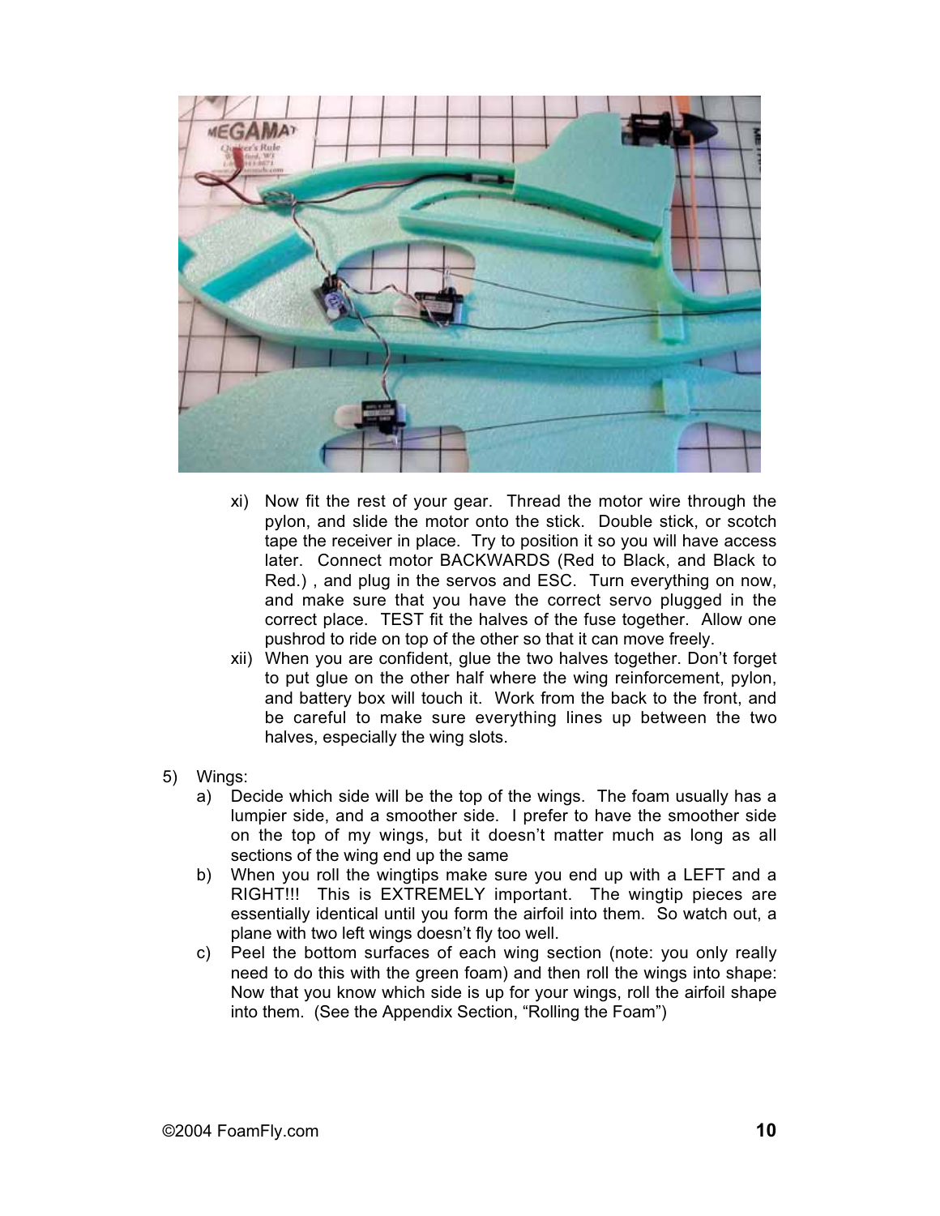xi) Now fit the rest of your gear. Thread the motor wire through the pylon, and slide the motor onto the stick. Double stick, or scotch tape the receiver in place. Try to position it so you will have access later. Connect motor BACKWARDS (Red to Black, and Black to Red.) , and plug in the servos and ESC. Turn everything on now, and make sure that you have the correct servo plugged in the correct place. TEST fit the halves of the fuse together. Allow one pushrod to ride on top of the other so that it can move freely.

xii) When you are confident, glue the two halves together. Don't forget to put glue on the other half where the wing reinforcement, pylon, and battery box will touch it. Work from the back to the front, and be careful to make sure everything lines up between the two halves, especially the wing slots.

5) Wings:

a) Decide which side will be the top of the wings. The foam usually has a lumpier side, and a smoother side. I prefer to have the smoother side on the top of my wings, but it doesn't matter much as long as all sections of the wing end up the same

b) When you roll the wingtips make sure you end up with a LEFT and a RIGHT!!! This is EXTREMELY important. The wingtip pieces are essentially identical until you form the airfoil into them. So watch out, a plane with two left wings doesn't fly too well.

c) Peel the bottom surfaces of each wing section (note: you only really need to do this with the green foam) and then roll the wings into shape: Now that you know which side is up for your wings, roll the airfoil shape into them. (See the Appendix Section, "Rolling the Foam")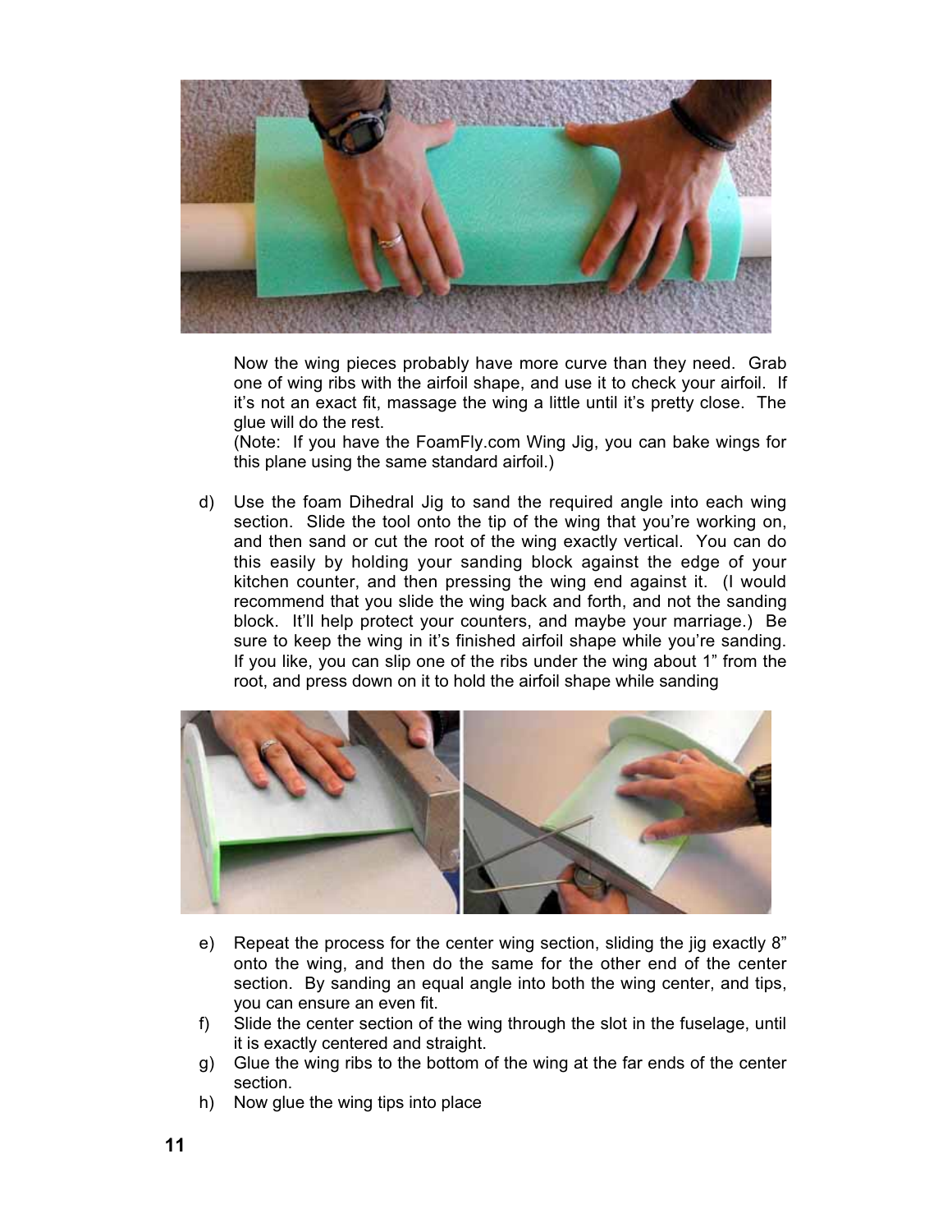Now the wing pieces probably have more curve than they need. Grab one of wing ribs with the airfoil shape, and use it to check your airfoil. If it's not an exact fit, massage the wing a little until it's pretty close. The glue will do the rest.
(Note: If you have the FoamFly.com Wing Jig, you can bake wings for this plane using the same standard airfoil.)

d) Use the foam Dihedral Jig to sand the required angle into each wing section. Slide the tool onto the tip of the wing that you're working on, and then sand or cut the root of the wing exactly vertical. You can do this easily by holding your sanding block against the edge of your kitchen counter, and then pressing the wing end against it. (I would recommend that you slide the wing back and forth, and not the sanding block. It'll help protect your counters, and maybe your marriage.) Be sure to keep the wing in it's finished airfoil shape while you're sanding. If you like, you can slip one of the ribs under the wing about 1" from the root, and press down on it to hold the airfoil shape while sanding

e) Repeat the process for the center wing section, sliding the jig exactly 8" onto the wing, and then do the same for the other end of the center section. By sanding an equal angle into both the wing center, and tips, you can ensure an even fit.

f) Slide the center section of the wing through the slot in the fuselage, until it is exactly centered and straight.

g) Glue the wing ribs to the bottom of the wing at the far ends of the center section.

h) Now glue the wing tips into place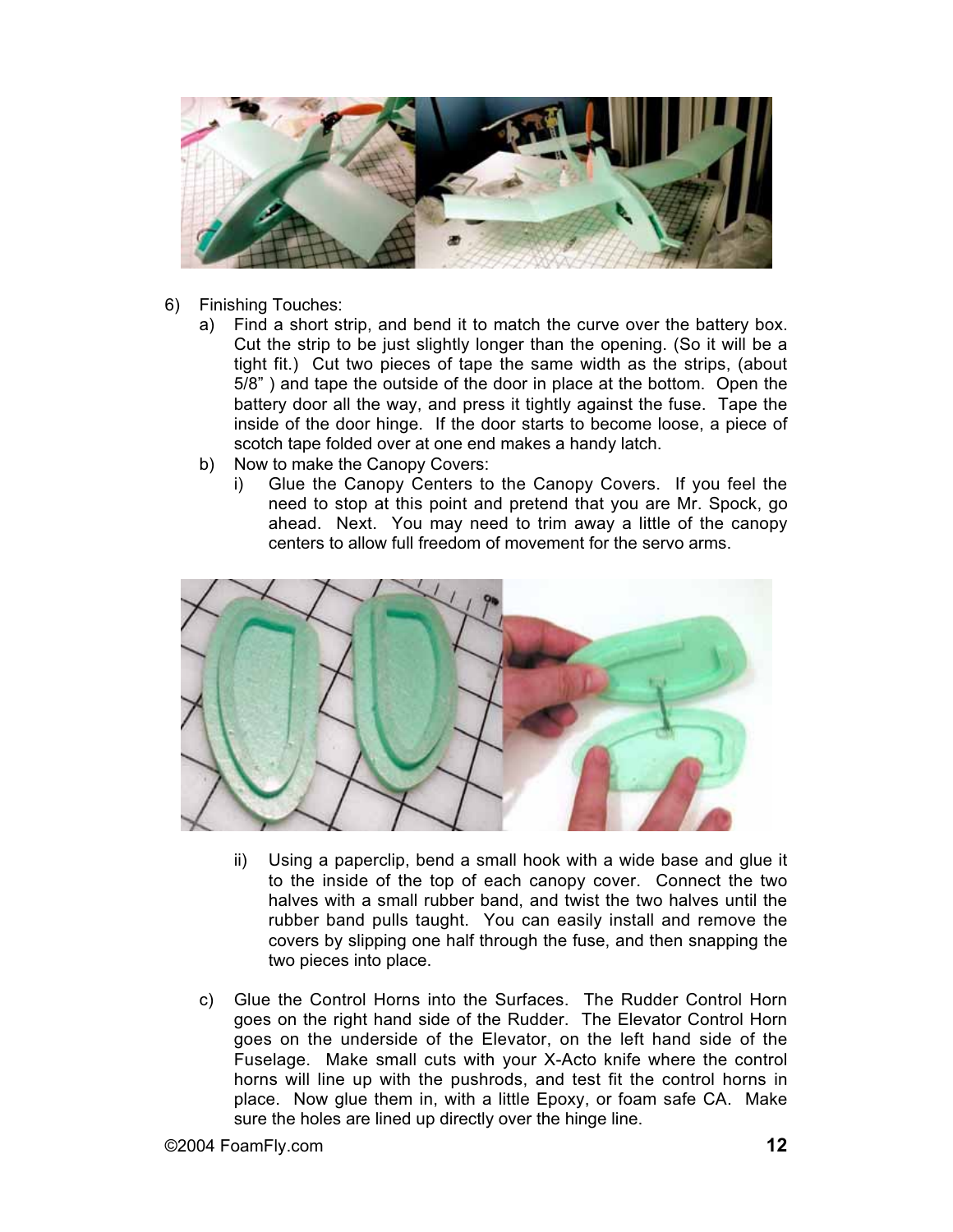6) Finishing Touches:
   a) Find a short strip, and bend it to match the curve over the battery box. Cut the strip to be just slightly longer than the opening. (So it will be a tight fit.) Cut two pieces of tape the same width as the strips, (about 5/8" ) and tape the outside of the door in place at the bottom. Open the battery door all the way, and press it tightly against the fuse. Tape the inside of the door hinge. If the door starts to become loose, a piece of scotch tape folded over at one end makes a handy latch.
   b) Now to make the Canopy Covers:
      i) Glue the Canopy Centers to the Canopy Covers. If you feel the need to stop at this point and pretend that you are Mr. Spock, go ahead. Next. You may need to trim away a little of the canopy centers to allow full freedom of movement for the servo arms.

      ii) Using a paperclip, bend a small hook with a wide base and glue it to the inside of the top of each canopy cover. Connect the two halves with a small rubber band, and twist the two halves until the rubber band pulls taught. You can easily install and remove the covers by slipping one half through the fuse, and then snapping the two pieces into place.

   c) Glue the Control Horns into the Surfaces. The Rudder Control Horn goes on the right hand side of the Rudder. The Elevator Control Horn goes on the underside of the Elevator, on the left hand side of the Fuselage. Make small cuts with your X-Acto knife where the control horns will line up with the pushrods, and test fit the control horns in place. Now glue them in, with a little Epoxy, or foam safe CA. Make sure the holes are lined up directly over the hinge line.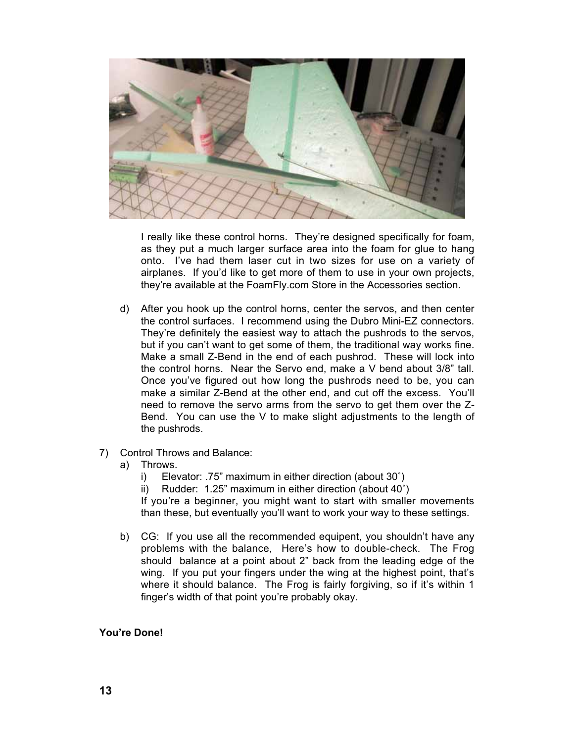I really like these control horns. They're designed specifically for foam, as they put a much larger surface area into the foam for glue to hang onto. I've had them laser cut in two sizes for use on a variety of airplanes. If you'd like to get more of them to use in your own projects, they're available at the FoamFly.com Store in the Accessories section.

d) After you hook up the control horns, center the servos, and then center the control surfaces. I recommend using the Dubro Mini-EZ connectors. They're definitely the easiest way to attach the pushrods to the servos, but if you can't want to get some of them, the traditional way works fine. Make a small Z-Bend in the end of each pushrod. These will lock into the control horns. Near the Servo end, make a V bend about 3/8" tall. Once you've figured out how long the pushrods need to be, you can make a similar Z-Bend at the other end, and cut off the excess. You'll need to remove the servo arms from the servo to get them over the Z-Bend. You can use the V to make slight adjustments to the length of the pushrods.

7) Control Throws and Balance:
   a) Throws.
      i) Elevator: .75" maximum in either direction (about 30˚)
      ii) Rudder: 1.25" maximum in either direction (about 40˚)

      If you're a beginner, you might want to start with smaller movements than these, but eventually you'll want to work your way to these settings.

   b) CG: If you use all the recommended equipent, you shouldn't have any problems with the balance, Here's how to double-check. The Frog should balance at a point about 2" back from the leading edge of the wing. If you put your fingers under the wing at the highest point, that's where it should balance. The Frog is fairly forgiving, so if it's within 1 finger's width of that point you're probably okay.

**You're Done!**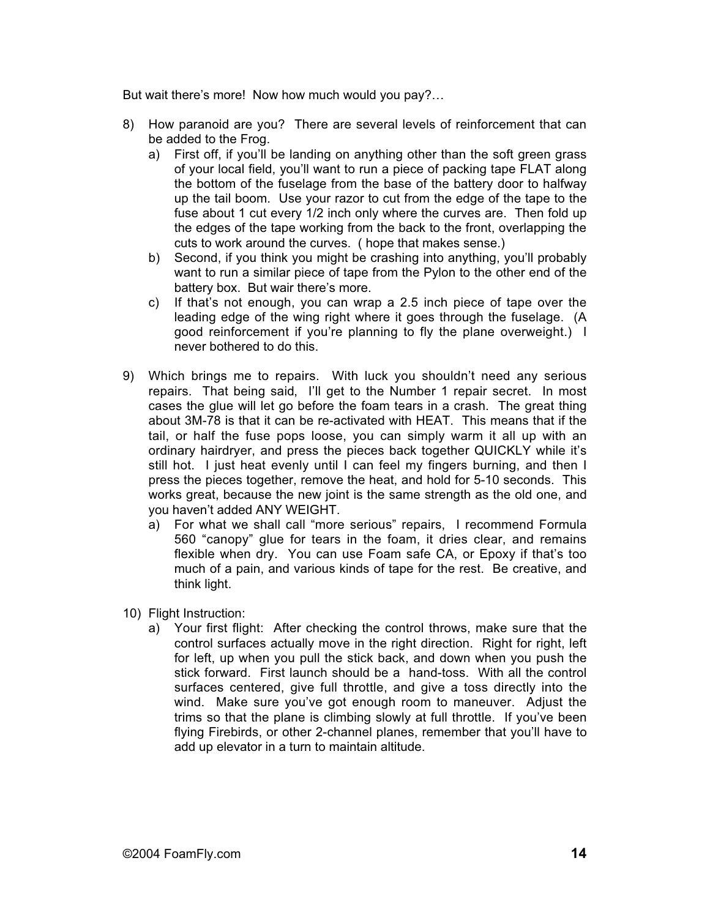But wait there's more! Now how much would you pay?…

8) How paranoid are you? There are several levels of reinforcement that can be added to the Frog.
   a) First off, if you'll be landing on anything other than the soft green grass of your local field, you'll want to run a piece of packing tape FLAT along the bottom of the fuselage from the base of the battery door to halfway up the tail boom. Use your razor to cut from the edge of the tape to the fuse about 1 cut every 1/2 inch only where the curves are. Then fold up the edges of the tape working from the back to the front, overlapping the cuts to work around the curves. ( hope that makes sense.)
   b) Second, if you think you might be crashing into anything, you'll probably want to run a similar piece of tape from the Pylon to the other end of the battery box. But wair there's more.
   c) If that's not enough, you can wrap a 2.5 inch piece of tape over the leading edge of the wing right where it goes through the fuselage. (A good reinforcement if you're planning to fly the plane overweight.) I never bothered to do this.

9) Which brings me to repairs. With luck you shouldn't need any serious repairs. That being said, I'll get to the Number 1 repair secret. In most cases the glue will let go before the foam tears in a crash. The great thing about 3M-78 is that it can be re-activated with HEAT. This means that if the tail, or half the fuse pops loose, you can simply warm it all up with an ordinary hairdryer, and press the pieces back together QUICKLY while it's still hot. I just heat evenly until I can feel my fingers burning, and then I press the pieces together, remove the heat, and hold for 5-10 seconds. This works great, because the new joint is the same strength as the old one, and you haven't added ANY WEIGHT.
   a) For what we shall call "more serious" repairs, I recommend Formula 560 "canopy" glue for tears in the foam, it dries clear, and remains flexible when dry. You can use Foam safe CA, or Epoxy if that's too much of a pain, and various kinds of tape for the rest. Be creative, and think light.

10) Flight Instruction:
   a) Your first flight: After checking the control throws, make sure that the control surfaces actually move in the right direction. Right for right, left for left, up when you pull the stick back, and down when you push the stick forward. First launch should be a hand-toss. With all the control surfaces centered, give full throttle, and give a toss directly into the wind. Make sure you've got enough room to maneuver. Adjust the trims so that the plane is climbing slowly at full throttle. If you've been flying Firebirds, or other 2-channel planes, remember that you'll have to add up elevator in a turn to maintain altitude.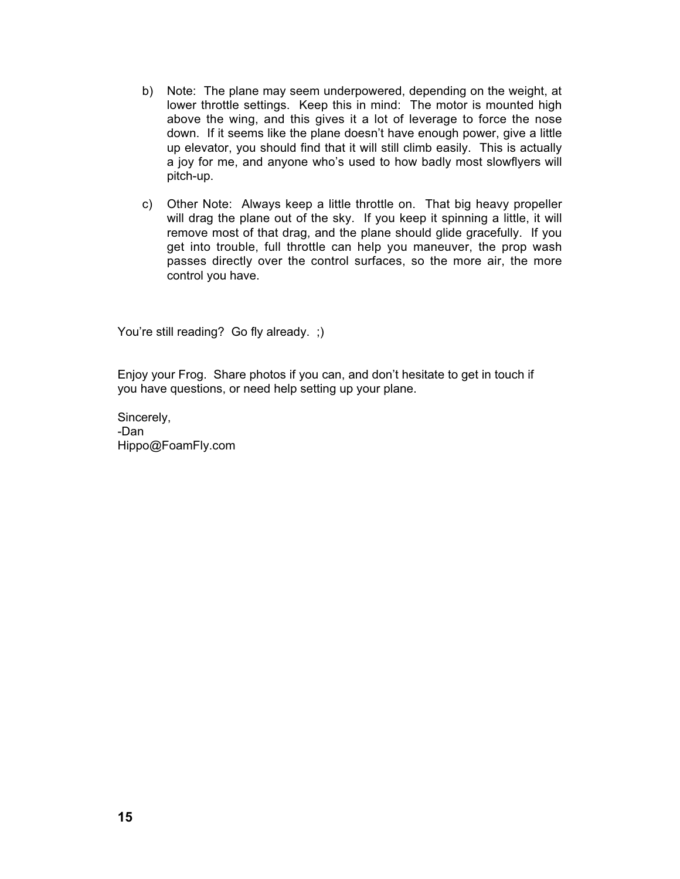b) Note: The plane may seem underpowered, depending on the weight, at lower throttle settings. Keep this in mind: The motor is mounted high above the wing, and this gives it a lot of leverage to force the nose down. If it seems like the plane doesn't have enough power, give a little up elevator, you should find that it will still climb easily. This is actually a joy for me, and anyone who's used to how badly most slowflyers will pitch-up.

c) Other Note: Always keep a little throttle on. That big heavy propeller will drag the plane out of the sky. If you keep it spinning a little, it will remove most of that drag, and the plane should glide gracefully. If you get into trouble, full throttle can help you maneuver, the prop wash passes directly over the control surfaces, so the more air, the more control you have.

You're still reading? Go fly already. ;)

Enjoy your Frog. Share photos if you can, and don't hesitate to get in touch if you have questions, or need help setting up your plane.

Sincerely,
-Dan
Hippo@FoamFly.com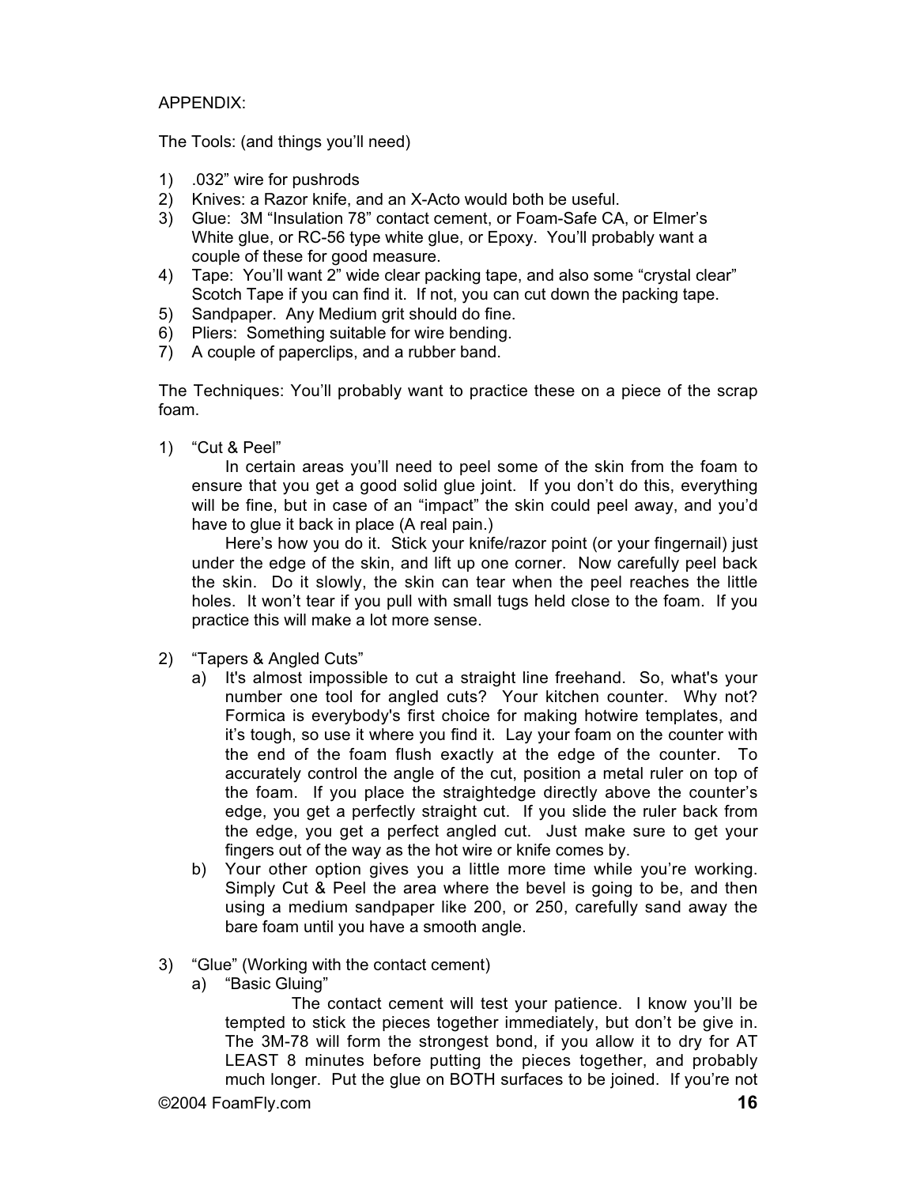APPENDIX:

The Tools: (and things you'll need)

1) .032" wire for pushrods
2) Knives: a Razor knife, and an X-Acto would both be useful.
3) Glue: 3M "Insulation 78" contact cement, or Foam-Safe CA, or Elmer's White glue, or RC-56 type white glue, or Epoxy. You'll probably want a couple of these for good measure.
4) Tape: You'll want 2" wide clear packing tape, and also some "crystal clear" Scotch Tape if you can find it. If not, you can cut down the packing tape.
5) Sandpaper. Any Medium grit should do fine.
6) Pliers: Something suitable for wire bending.
7) A couple of paperclips, and a rubber band.

The Techniques: You'll probably want to practice these on a piece of the scrap foam.

1) "Cut & Peel"

   In certain areas you'll need to peel some of the skin from the foam to ensure that you get a good solid glue joint. If you don't do this, everything will be fine, but in case of an "impact" the skin could peel away, and you'd have to glue it back in place (A real pain.)

   Here's how you do it. Stick your knife/razor point (or your fingernail) just under the edge of the skin, and lift up one corner. Now carefully peel back the skin. Do it slowly, the skin can tear when the peel reaches the little holes. It won't tear if you pull with small tugs held close to the foam. If you practice this will make a lot more sense.

2) "Tapers & Angled Cuts"
   a) It's almost impossible to cut a straight line freehand. So, what's your number one tool for angled cuts? Your kitchen counter. Why not? Formica is everybody's first choice for making hotwire templates, and it's tough, so use it where you find it. Lay your foam on the counter with the end of the foam flush exactly at the edge of the counter. To accurately control the angle of the cut, position a metal ruler on top of the foam. If you place the straightedge directly above the counter's edge, you get a perfectly straight cut. If you slide the ruler back from the edge, you get a perfect angled cut. Just make sure to get your fingers out of the way as the hot wire or knife comes by.
   b) Your other option gives you a little more time while you're working. Simply Cut & Peel the area where the bevel is going to be, and then using a medium sandpaper like 200, or 250, carefully sand away the bare foam until you have a smooth angle.

3) "Glue" (Working with the contact cement)
   a) "Basic Gluing"

      The contact cement will test your patience. I know you'll be tempted to stick the pieces together immediately, but don't be give in. The 3M-78 will form the strongest bond, if you allow it to dry for AT LEAST 8 minutes before putting the pieces together, and probably much longer. Put the glue on BOTH surfaces to be joined. If you're not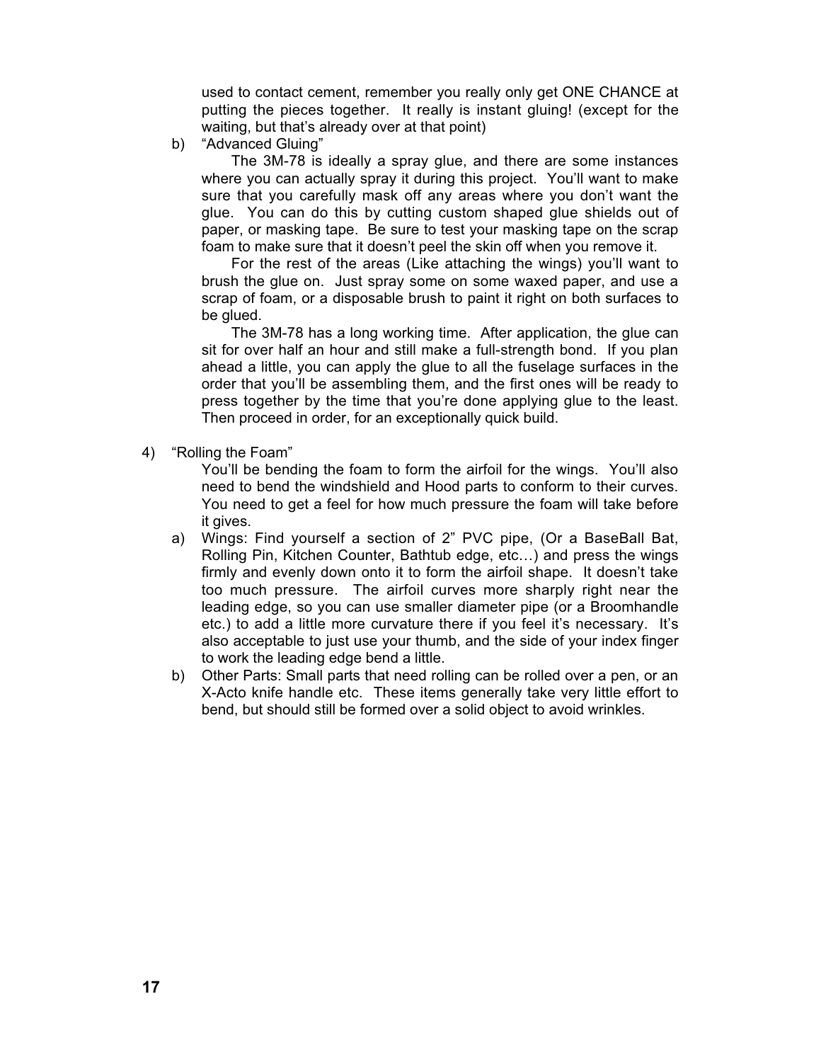used to contact cement, remember you really only get ONE CHANCE at putting the pieces together. It really is instant gluing! (except for the waiting, but that's already over at that point)

b) "Advanced Gluing"

The 3M-78 is ideally a spray glue, and there are some instances where you can actually spray it during this project. You'll want to make sure that you carefully mask off any areas where you don't want the glue. You can do this by cutting custom shaped glue shields out of paper, or masking tape. Be sure to test your masking tape on the scrap foam to make sure that it doesn't peel the skin off when you remove it.

For the rest of the areas (Like attaching the wings) you'll want to brush the glue on. Just spray some on some waxed paper, and use a scrap of foam, or a disposable brush to paint it right on both surfaces to be glued.

The 3M-78 has a long working time. After application, the glue can sit for over half an hour and still make a full-strength bond. If you plan ahead a little, you can apply the glue to all the fuselage surfaces in the order that you'll be assembling them, and the first ones will be ready to press together by the time that you're done applying glue to the least. Then proceed in order, for an exceptionally quick build.

4) "Rolling the Foam"

You'll be bending the foam to form the airfoil for the wings. You'll also need to bend the windshield and Hood parts to conform to their curves. You need to get a feel for how much pressure the foam will take before it gives.

a) Wings: Find yourself a section of 2" PVC pipe, (Or a BaseBall Bat, Rolling Pin, Kitchen Counter, Bathtub edge, etc…) and press the wings firmly and evenly down onto it to form the airfoil shape. It doesn't take too much pressure. The airfoil curves more sharply right near the leading edge, so you can use smaller diameter pipe (or a Broomhandle etc.) to add a little more curvature there if you feel it's necessary. It's also acceptable to just use your thumb, and the side of your index finger to work the leading edge bend a little.

b) Other Parts: Small parts that need rolling can be rolled over a pen, or an X-Acto knife handle etc. These items generally take very little effort to bend, but should still be formed over a solid object to avoid wrinkles.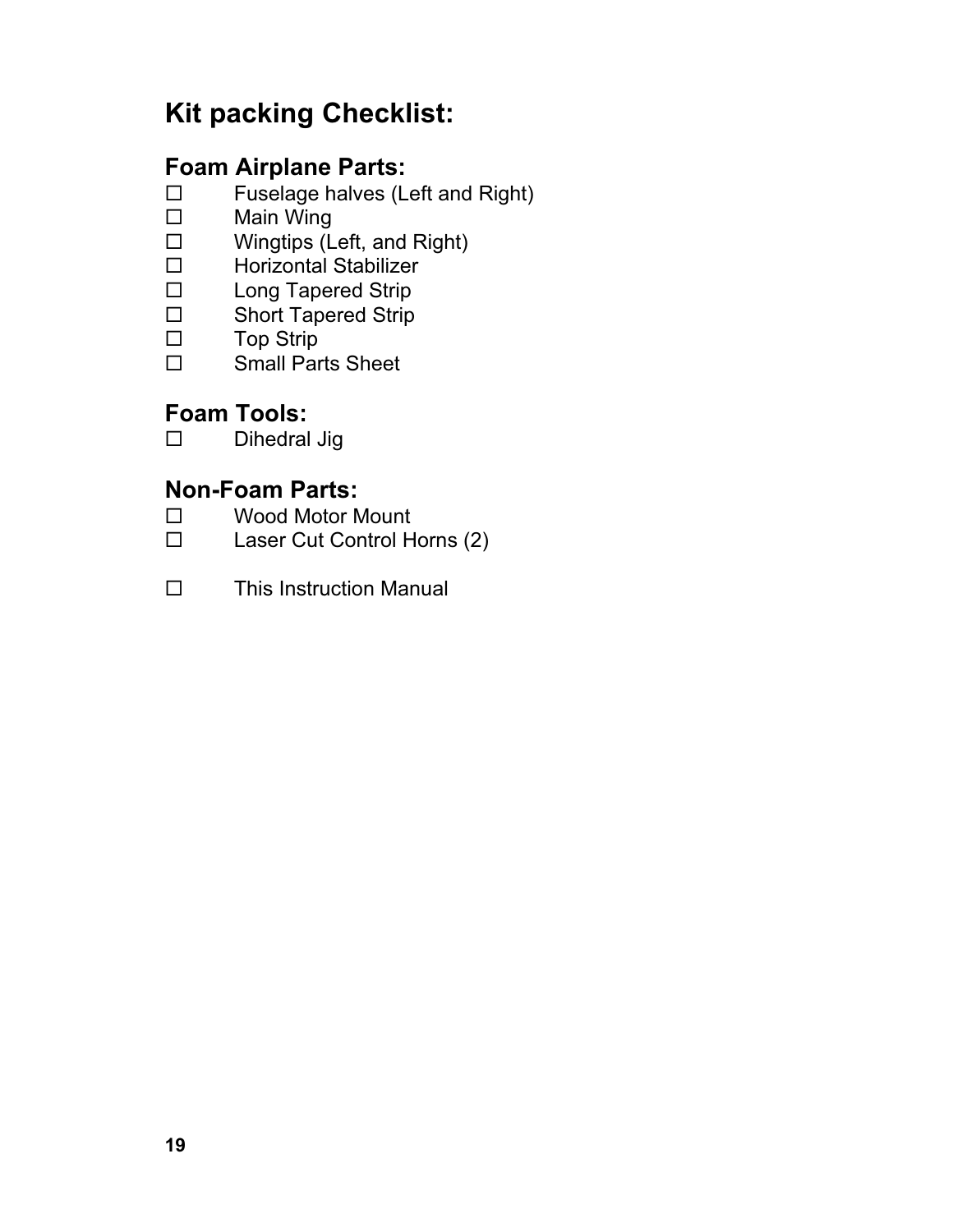# Kit packing Checklist:

## Foam Airplane Parts:

- ☐ Fuselage halves (Left and Right)
- ☐ Main Wing
- ☐ Wingtips (Left, and Right)
- ☐ Horizontal Stabilizer
- ☐ Long Tapered Strip
- ☐ Short Tapered Strip
- ☐ Top Strip
- ☐ Small Parts Sheet

## Foam Tools:

- ☐ Dihedral Jig

## Non-Foam Parts:

- ☐ Wood Motor Mount
- ☐ Laser Cut Control Horns (2)

- ☐ This Instruction Manual